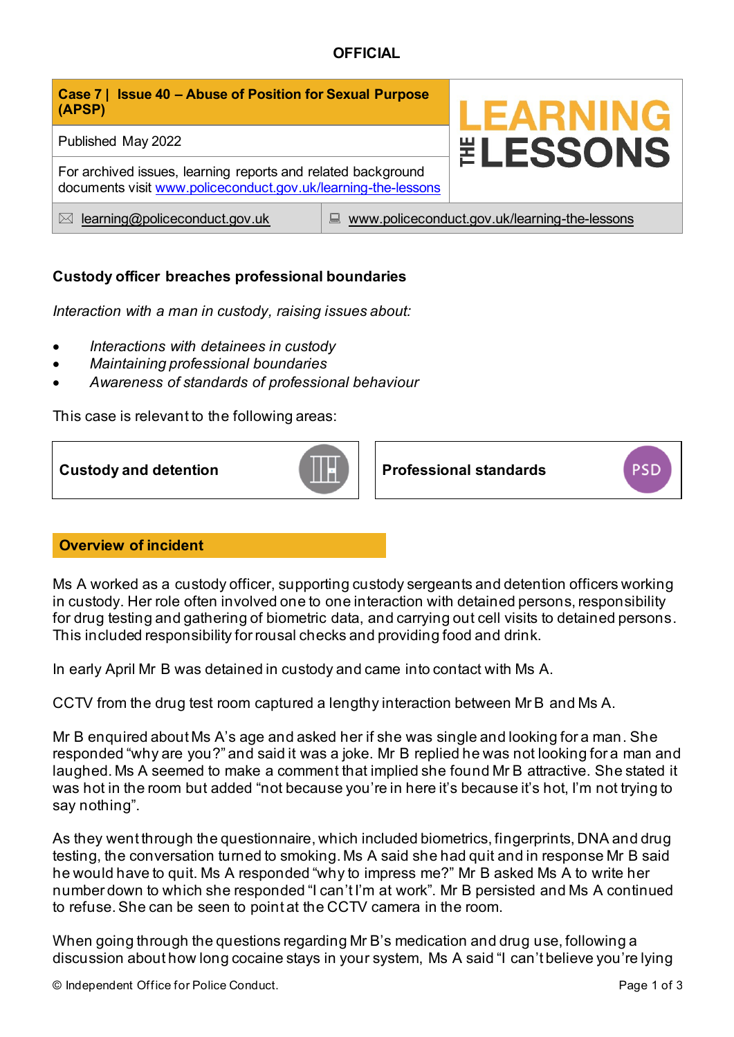**OFFICIAL**

| Case 7 \| Issue 40 – Abuse of Position for Sexual Purpose (APSP) | LEARNING THE LESSONS |
|---|---|
| Published May 2022 | |
| For archived issues, learning reports and related background documents visit [www.policeconduct.gov.uk/learning-the-lessons](http://www.policeconduct.gov.uk/learning-the-lessons) | |
| [learning@policeconduct.gov.uk](mailto:learning@policeconduct.gov.uk) | [www.policeconduct.gov.uk/learning-the-lessons](http://www.policeconduct.gov.uk/learning-the-lessons) |

## Custody officer breaches professional boundaries

*Interaction with a man in custody, raising issues about:*

- *Interactions with detainees in custody*
- *Maintaining professional boundaries*
- *Awareness of standards of professional behaviour*

This case is relevant to the following areas:

| Custody and detention | Professional standards |
|---|---|

## Overview of incident

Ms A worked as a custody officer, supporting custody sergeants and detention officers working in custody. Her role often involved one to one interaction with detained persons, responsibility for drug testing and gathering of biometric data, and carrying out cell visits to detained persons. This included responsibility for rousal checks and providing food and drink.

In early April Mr B was detained in custody and came into contact with Ms A.

CCTV from the drug test room captured a lengthy interaction between Mr B and Ms A.

Mr B enquired about Ms A's age and asked her if she was single and looking for a man. She responded "why are you?" and said it was a joke. Mr B replied he was not looking for a man and laughed. Ms A seemed to make a comment that implied she found Mr B attractive. She stated it was hot in the room but added "not because you're in here it's because it's hot, I'm not trying to say nothing".

As they went through the questionnaire, which included biometrics, fingerprints, DNA and drug testing, the conversation turned to smoking. Ms A said she had quit and in response Mr B said he would have to quit. Ms A responded "why to impress me?" Mr B asked Ms A to write her number down to which she responded "I can't I'm at work". Mr B persisted and Ms A continued to refuse. She can be seen to point at the CCTV camera in the room.

When going through the questions regarding Mr B's medication and drug use, following a discussion about how long cocaine stays in your system, Ms A said "I can't believe you're lying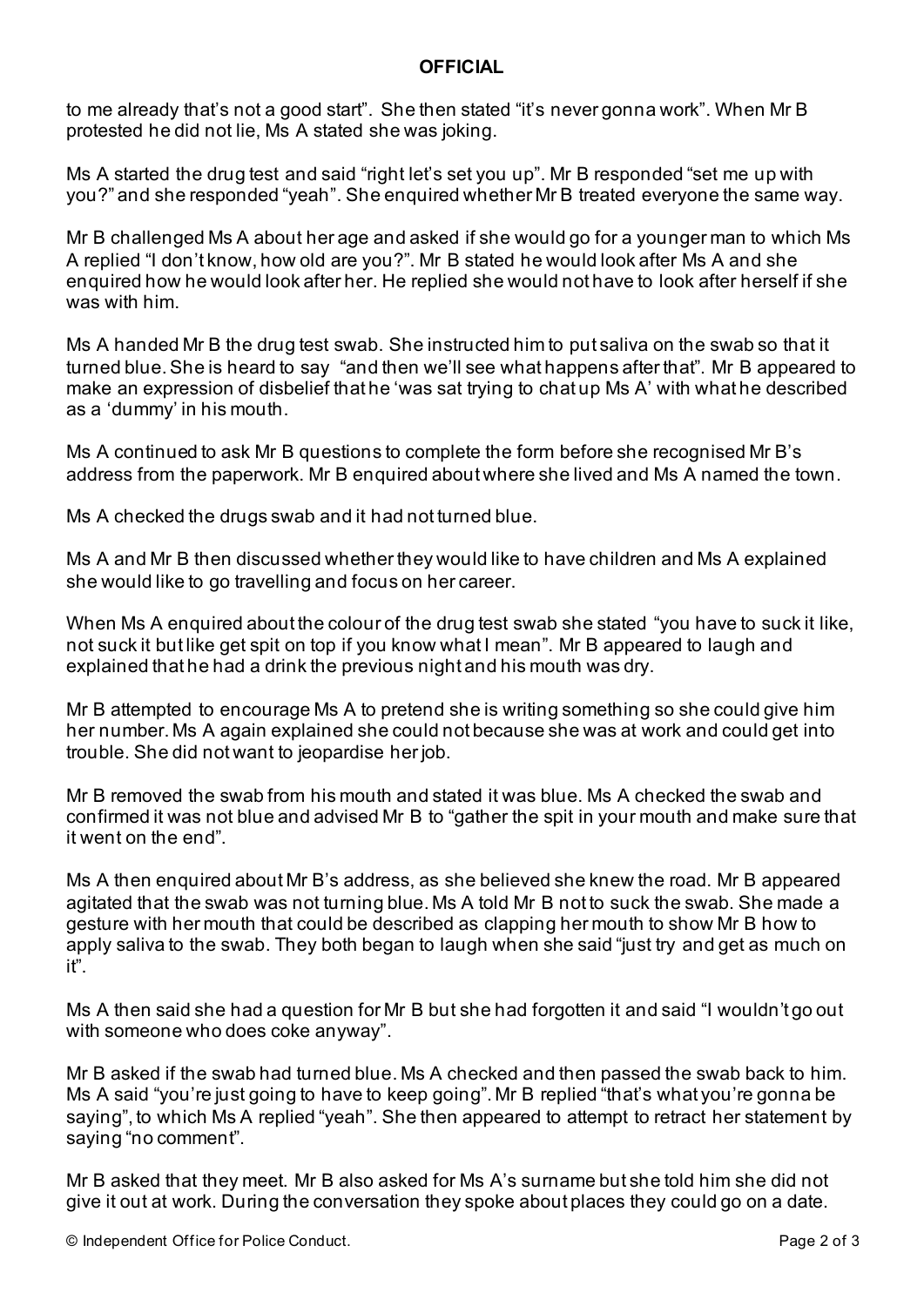to me already that's not a good start". She then stated "it's never gonna work". When Mr B protested he did not lie, Ms A stated she was joking.

Ms A started the drug test and said "right let's set you up". Mr B responded "set me up with you?" and she responded "yeah". She enquired whether Mr B treated everyone the same way.

Mr B challenged Ms A about her age and asked if she would go for a younger man to which Ms A replied "I don't know, how old are you?". Mr B stated he would look after Ms A and she enquired how he would look after her. He replied she would not have to look after herself if she was with him.

Ms A handed Mr B the drug test swab. She instructed him to put saliva on the swab so that it turned blue. She is heard to say "and then we'll see what happens after that". Mr B appeared to make an expression of disbelief that he 'was sat trying to chat up Ms A' with what he described as a 'dummy' in his mouth.

Ms A continued to ask Mr B questions to complete the form before she recognised Mr B's address from the paperwork. Mr B enquired about where she lived and Ms A named the town.

Ms A checked the drugs swab and it had not turned blue.

Ms A and Mr B then discussed whether they would like to have children and Ms A explained she would like to go travelling and focus on her career.

When Ms A enquired about the colour of the drug test swab she stated "you have to suck it like, not suck it but like get spit on top if you know what I mean". Mr B appeared to laugh and explained that he had a drink the previous night and his mouth was dry.

Mr B attempted to encourage Ms A to pretend she is writing something so she could give him her number. Ms A again explained she could not because she was at work and could get into trouble. She did not want to jeopardise her job.

Mr B removed the swab from his mouth and stated it was blue. Ms A checked the swab and confirmed it was not blue and advised Mr B to "gather the spit in your mouth and make sure that it went on the end".

Ms A then enquired about Mr B's address, as she believed she knew the road. Mr B appeared agitated that the swab was not turning blue. Ms A told Mr B not to suck the swab. She made a gesture with her mouth that could be described as clapping her mouth to show Mr B how to apply saliva to the swab. They both began to laugh when she said "just try and get as much on it".

Ms A then said she had a question for Mr B but she had forgotten it and said "I wouldn't go out with someone who does coke anyway".

Mr B asked if the swab had turned blue. Ms A checked and then passed the swab back to him. Ms A said "you're just going to have to keep going". Mr B replied "that's what you're gonna be saying", to which Ms A replied "yeah". She then appeared to attempt to retract her statement by saying "no comment".

Mr B asked that they meet. Mr B also asked for Ms A's surname but she told him she did not give it out at work. During the conversation they spoke about places they could go on a date.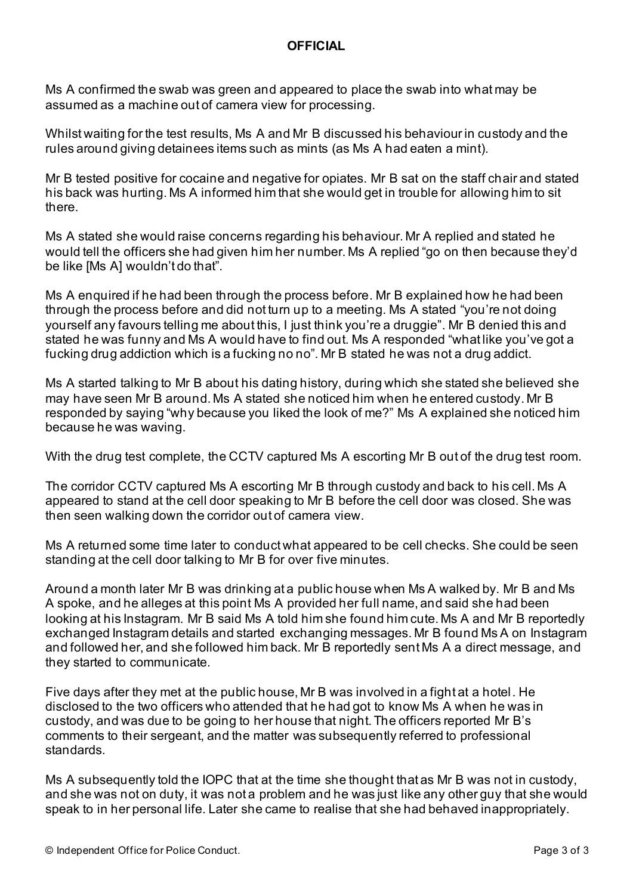Ms A confirmed the swab was green and appeared to place the swab into what may be assumed as a machine out of camera view for processing.

Whilst waiting for the test results, Ms A and Mr B discussed his behaviour in custody and the rules around giving detainees items such as mints (as Ms A had eaten a mint).

Mr B tested positive for cocaine and negative for opiates. Mr B sat on the staff chair and stated his back was hurting. Ms A informed him that she would get in trouble for allowing him to sit there.

Ms A stated she would raise concerns regarding his behaviour. Mr A replied and stated he would tell the officers she had given him her number. Ms A replied "go on then because they'd be like [Ms A] wouldn't do that".

Ms A enquired if he had been through the process before. Mr B explained how he had been through the process before and did not turn up to a meeting. Ms A stated "you're not doing yourself any favours telling me about this, I just think you're a druggie". Mr B denied this and stated he was funny and Ms A would have to find out. Ms A responded "what like you've got a fucking drug addiction which is a fucking no no". Mr B stated he was not a drug addict.

Ms A started talking to Mr B about his dating history, during which she stated she believed she may have seen Mr B around. Ms A stated she noticed him when he entered custody. Mr B responded by saying "why because you liked the look of me?" Ms A explained she noticed him because he was waving.

With the drug test complete, the CCTV captured Ms A escorting Mr B out of the drug test room.

The corridor CCTV captured Ms A escorting Mr B through custody and back to his cell. Ms A appeared to stand at the cell door speaking to Mr B before the cell door was closed. She was then seen walking down the corridor out of camera view.

Ms A returned some time later to conduct what appeared to be cell checks. She could be seen standing at the cell door talking to Mr B for over five minutes.

Around a month later Mr B was drinking at a public house when Ms A walked by. Mr B and Ms A spoke, and he alleges at this point Ms A provided her full name, and said she had been looking at his Instagram. Mr B said Ms A told him she found him cute. Ms A and Mr B reportedly exchanged Instagram details and started exchanging messages. Mr B found Ms A on Instagram and followed her, and she followed him back. Mr B reportedly sent Ms A a direct message, and they started to communicate.

Five days after they met at the public house, Mr B was involved in a fight at a hotel. He disclosed to the two officers who attended that he had got to know Ms A when he was in custody, and was due to be going to her house that night. The officers reported Mr B's comments to their sergeant, and the matter was subsequently referred to professional standards.

Ms A subsequently told the IOPC that at the time she thought that as Mr B was not in custody, and she was not on duty, it was not a problem and he was just like any other guy that she would speak to in her personal life. Later she came to realise that she had behaved inappropriately.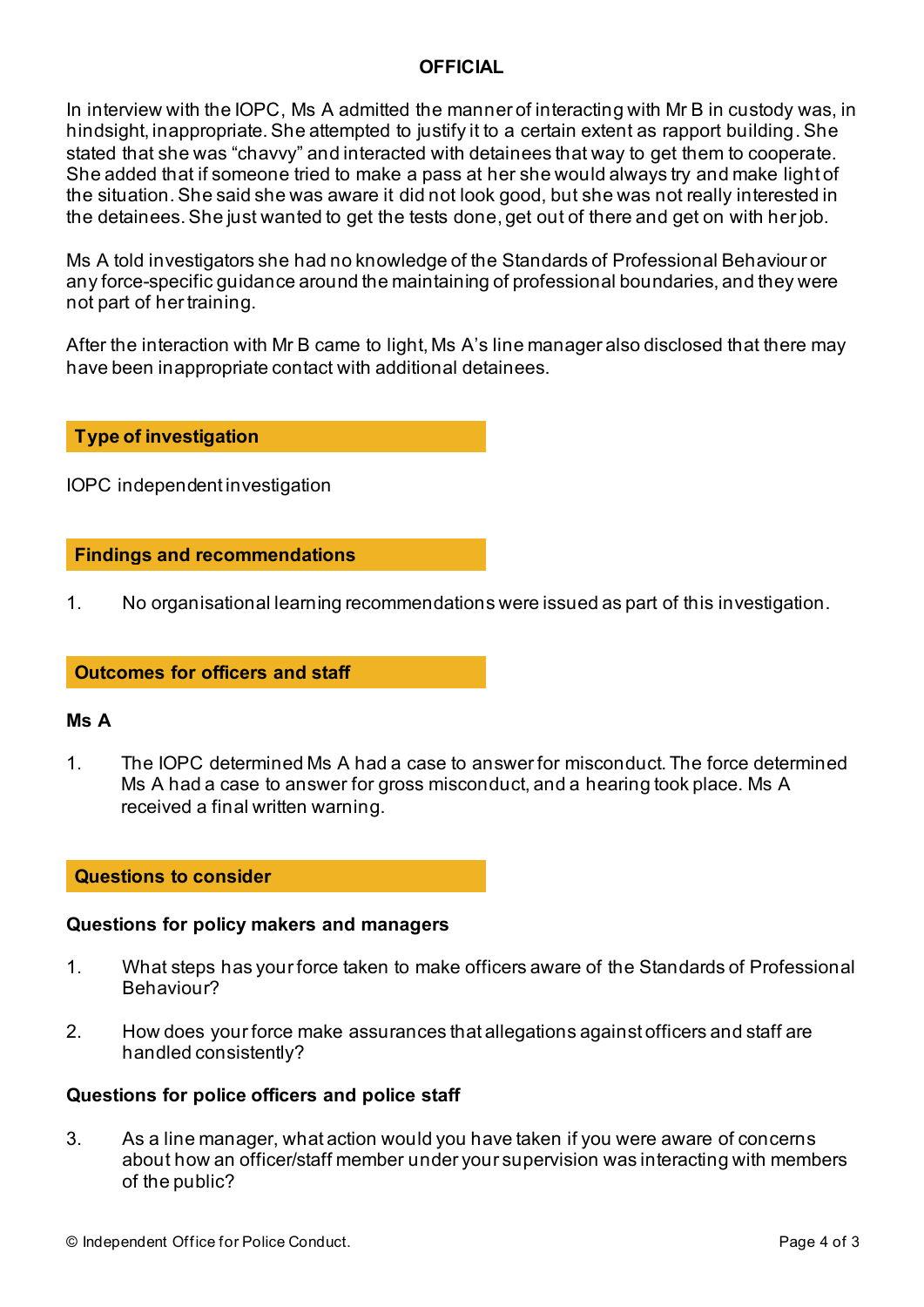In interview with the IOPC, Ms A admitted the manner of interacting with Mr B in custody was, in hindsight, inappropriate. She attempted to justify it to a certain extent as rapport building. She stated that she was "chavvy" and interacted with detainees that way to get them to cooperate. She added that if someone tried to make a pass at her she would always try and make light of the situation. She said she was aware it did not look good, but she was not really interested in the detainees. She just wanted to get the tests done, get out of there and get on with her job.

Ms A told investigators she had no knowledge of the Standards of Professional Behaviour or any force-specific guidance around the maintaining of professional boundaries, and they were not part of her training.

After the interaction with Mr B came to light, Ms A's line manager also disclosed that there may have been inappropriate contact with additional detainees.

## Type of investigation

IOPC independent investigation

## Findings and recommendations

1. No organisational learning recommendations were issued as part of this investigation.

## Outcomes for officers and staff

### Ms A

1. The IOPC determined Ms A had a case to answer for misconduct. The force determined Ms A had a case to answer for gross misconduct, and a hearing took place. Ms A received a final written warning.

## Questions to consider

### Questions for policy makers and managers

1. What steps has your force taken to make officers aware of the Standards of Professional Behaviour?
2. How does your force make assurances that allegations against officers and staff are handled consistently?

### Questions for police officers and police staff

3. As a line manager, what action would you have taken if you were aware of concerns about how an officer/staff member under your supervision was interacting with members of the public?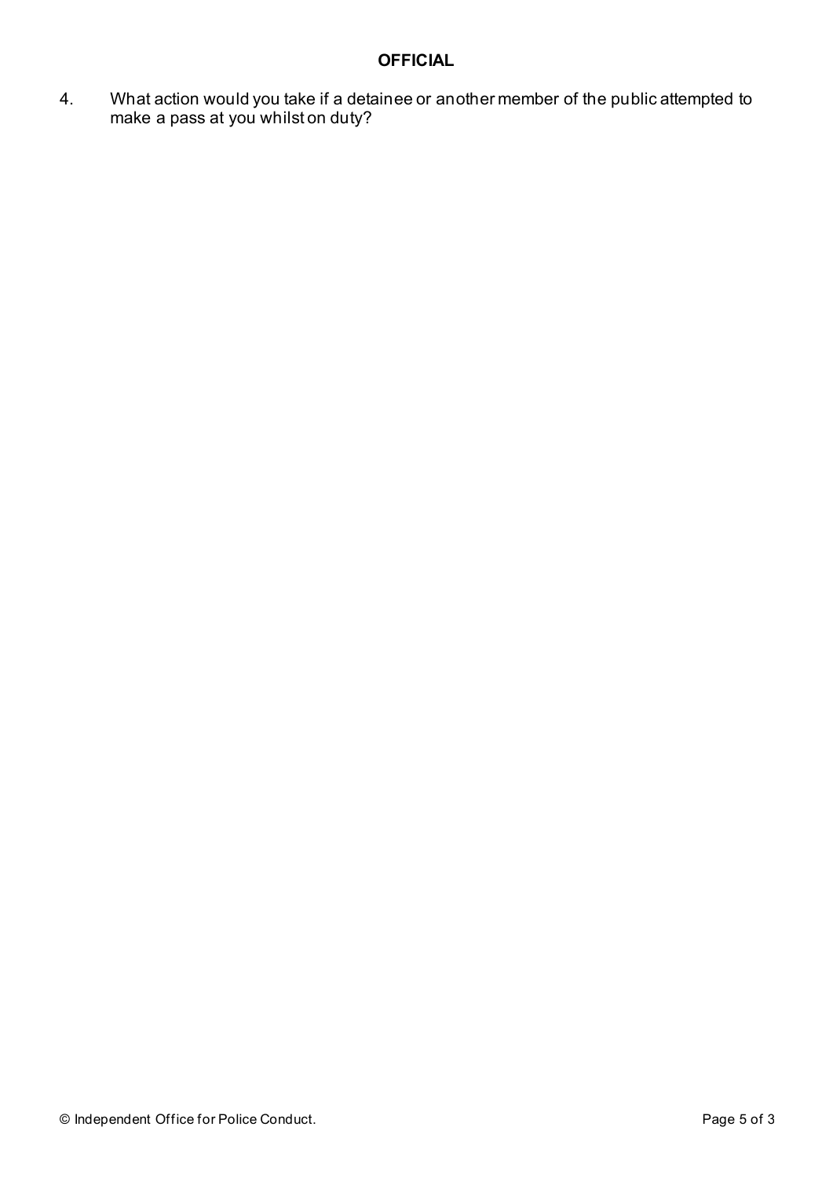4. What action would you take if a detainee or another member of the public attempted to make a pass at you whilst on duty?